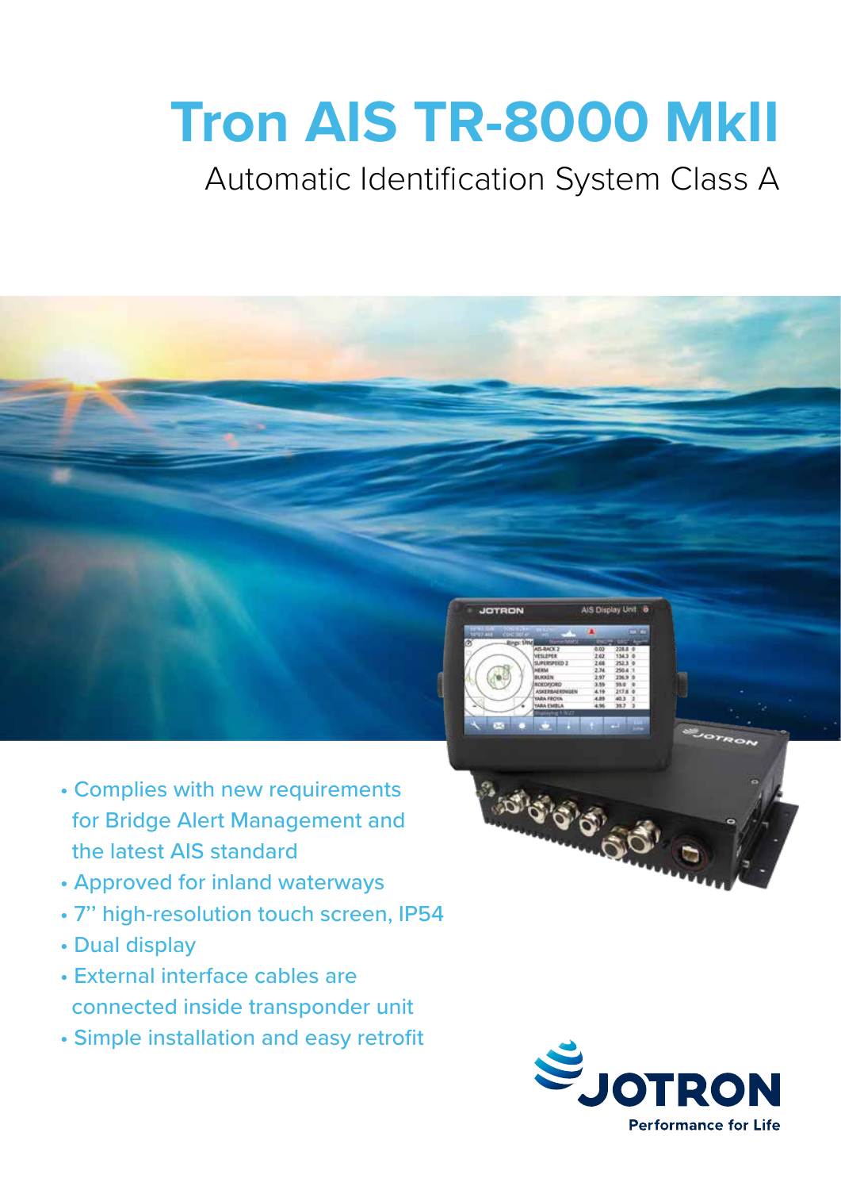# Tron AIS TR-8000 MkII

## Automatic Identification System Class A

- Complies with new requirements for Bridge Alert Management and the latest AIS standard
- Approved for inland waterways
- 7" high-resolution touch screen, IP54
- Dual display
- External interface cables are connected inside transponder unit
- Simple installation and easy retrofit

JOTRON
Performance for Life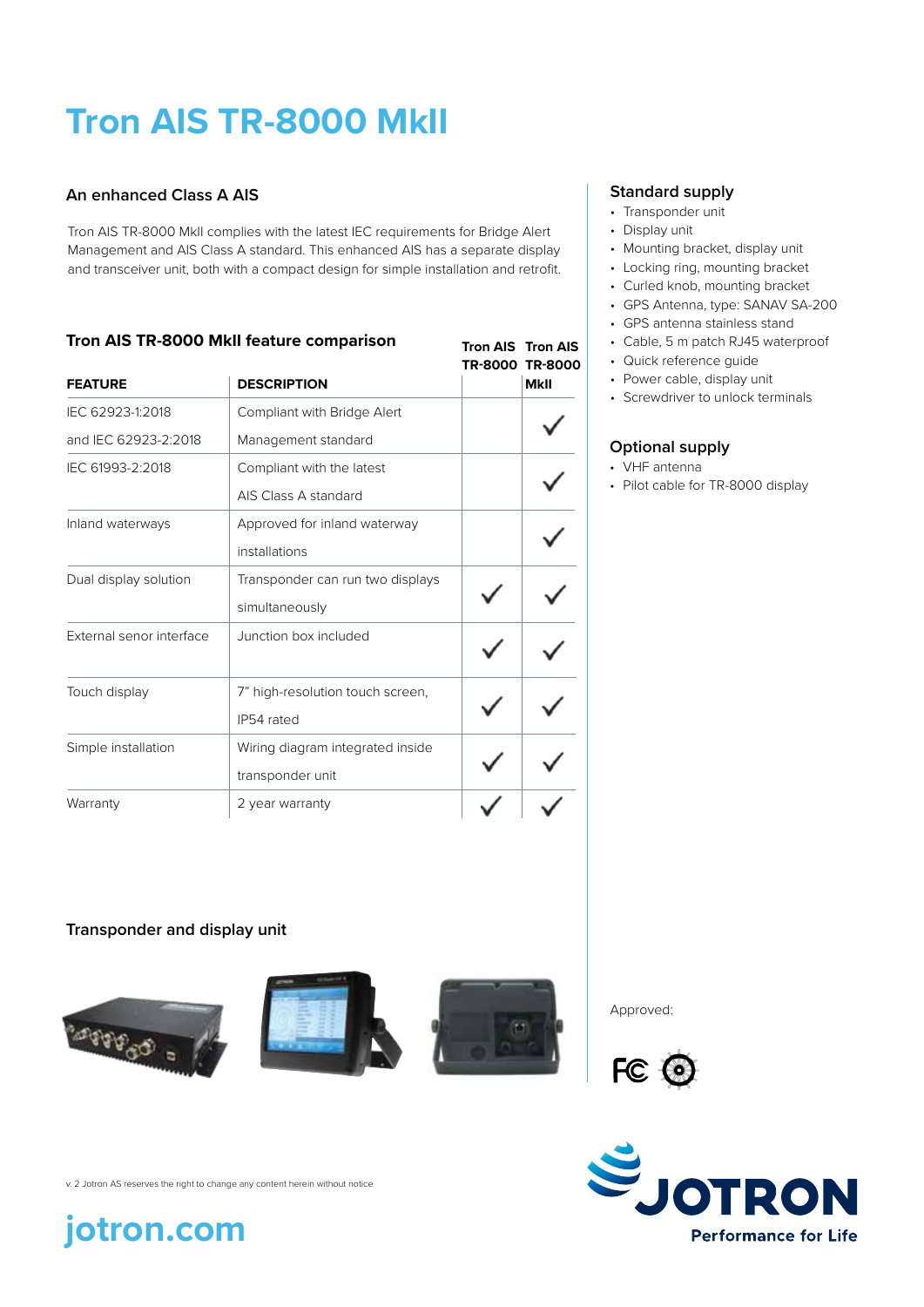# Tron AIS TR-8000 MkII

## An enhanced Class A AIS

Tron AIS TR-8000 MkII complies with the latest IEC requirements for Bridge Alert Management and AIS Class A standard. This enhanced AIS has a separate display and transceiver unit, both with a compact design for simple installation and retrofit.

## Tron AIS TR-8000 MkII feature comparison

| FEATURE | DESCRIPTION | Tron AIS TR-8000 | Tron AIS TR-8000 MkII |
|---|---|---|---|
| IEC 62923-1:2018 and IEC 62923-2:2018 | Compliant with Bridge Alert Management standard | | ✓ |
| IEC 61993-2:2018 | Compliant with the latest AIS Class A standard | | ✓ |
| Inland waterways | Approved for inland waterway installations | | ✓ |
| Dual display solution | Transponder can run two displays simultaneously | ✓ | ✓ |
| External senor interface | Junction box included | ✓ | ✓ |
| Touch display | 7" high-resolution touch screen, IP54 rated | ✓ | ✓ |
| Simple installation | Wiring diagram integrated inside transponder unit | ✓ | ✓ |
| Warranty | 2 year warranty | ✓ | ✓ |

## Transponder and display unit

## Standard supply

- Transponder unit
- Display unit
- Mounting bracket, display unit
- Locking ring, mounting bracket
- Curled knob, mounting bracket
- GPS Antenna, type: SANAV SA-200
- GPS antenna stainless stand
- Cable, 5 m patch RJ45 waterproof
- Quick reference guide
- Power cable, display unit
- Screwdriver to unlock terminals

## Optional supply

- VHF antenna
- Pilot cable for TR-8000 display

Approved:

v. 2 Jotron AS reserves the right to change any content herein without notice

jotron.com

JOTRON Performance for Life